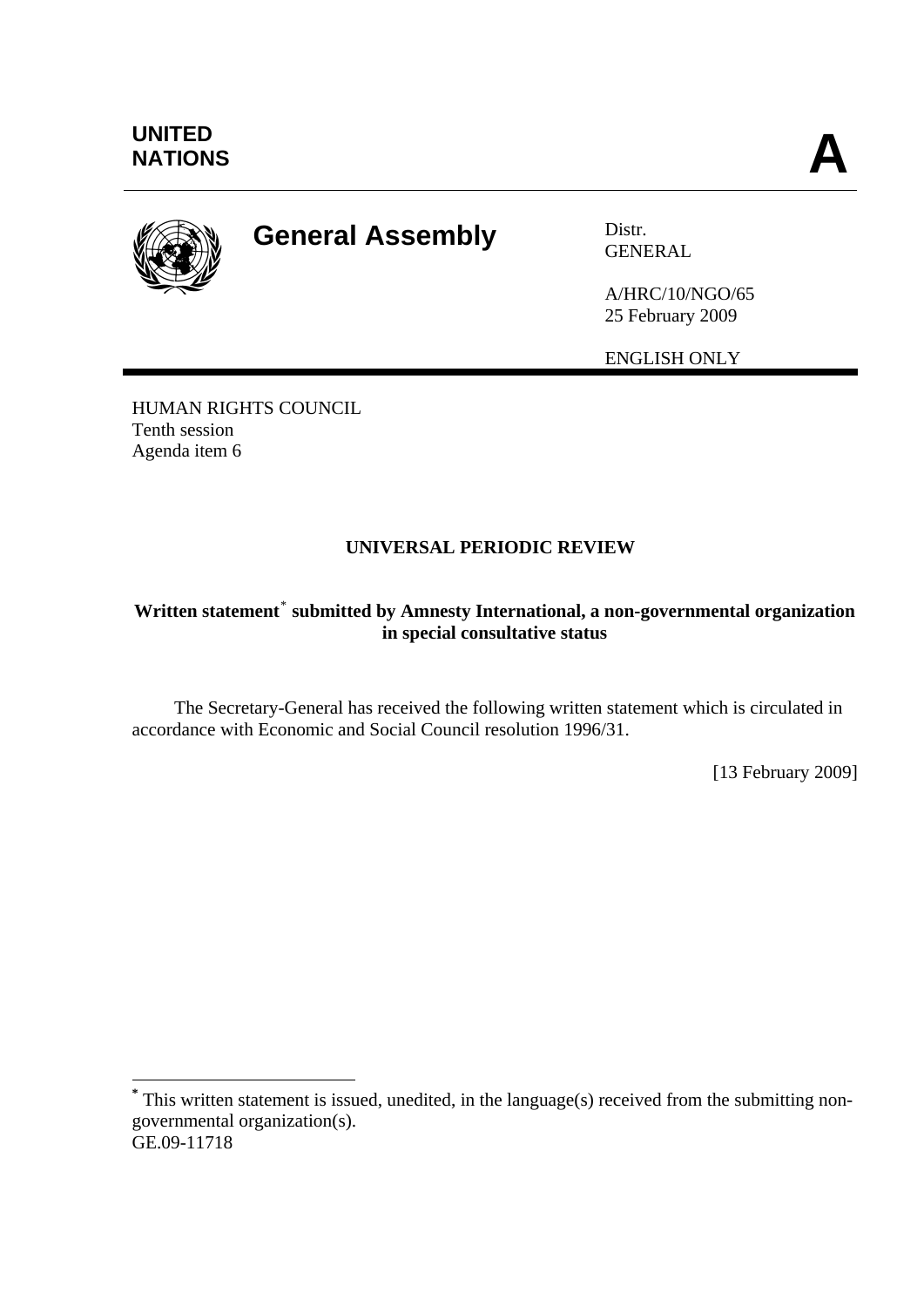**UNITED NATIONS** **A**

# General Assembly

Distr.
GENERAL

A/HRC/10/NGO/65
25 February 2009

ENGLISH ONLY

HUMAN RIGHTS COUNCIL
Tenth session
Agenda item 6

## UNIVERSAL PERIODIC REVIEW

**Written statement[*] submitted by Amnesty International, a non-governmental organization in special consultative status**

The Secretary-General has received the following written statement which is circulated in accordance with Economic and Social Council resolution 1996/31.

[13 February 2009]

---

[*] This written statement is issued, unedited, in the language(s) received from the submitting non-governmental organization(s).

GE.09-11718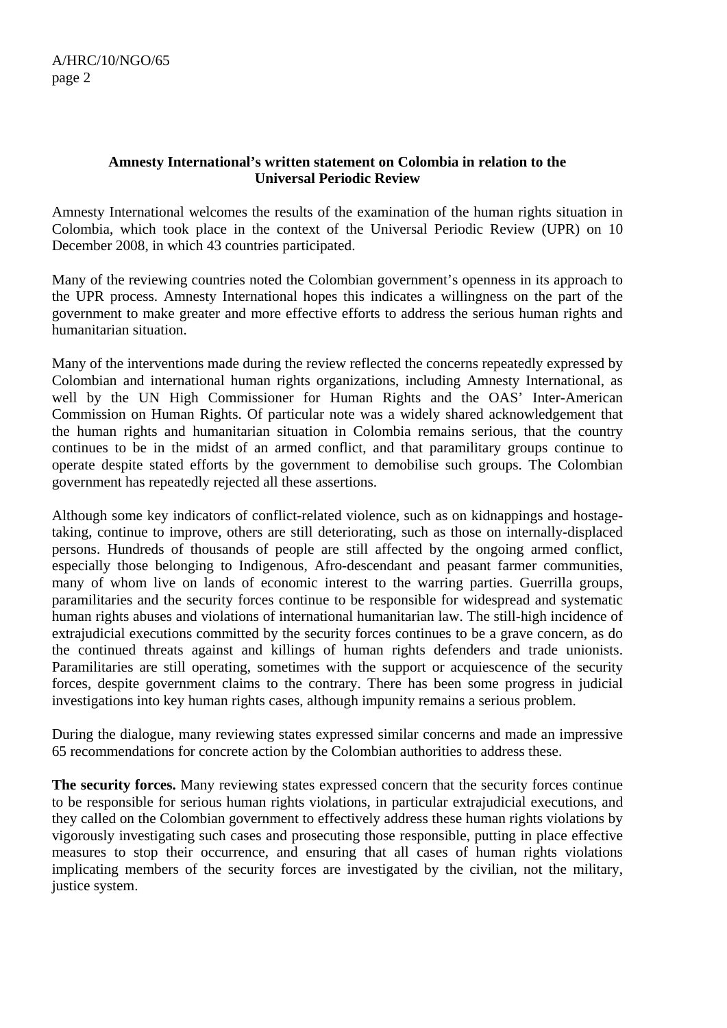**Amnesty International's written statement on Colombia in relation to the Universal Periodic Review**

Amnesty International welcomes the results of the examination of the human rights situation in Colombia, which took place in the context of the Universal Periodic Review (UPR) on 10 December 2008, in which 43 countries participated.

Many of the reviewing countries noted the Colombian government's openness in its approach to the UPR process. Amnesty International hopes this indicates a willingness on the part of the government to make greater and more effective efforts to address the serious human rights and humanitarian situation.

Many of the interventions made during the review reflected the concerns repeatedly expressed by Colombian and international human rights organizations, including Amnesty International, as well by the UN High Commissioner for Human Rights and the OAS' Inter-American Commission on Human Rights. Of particular note was a widely shared acknowledgement that the human rights and humanitarian situation in Colombia remains serious, that the country continues to be in the midst of an armed conflict, and that paramilitary groups continue to operate despite stated efforts by the government to demobilise such groups. The Colombian government has repeatedly rejected all these assertions.

Although some key indicators of conflict-related violence, such as on kidnappings and hostage-taking, continue to improve, others are still deteriorating, such as those on internally-displaced persons. Hundreds of thousands of people are still affected by the ongoing armed conflict, especially those belonging to Indigenous, Afro-descendant and peasant farmer communities, many of whom live on lands of economic interest to the warring parties. Guerrilla groups, paramilitaries and the security forces continue to be responsible for widespread and systematic human rights abuses and violations of international humanitarian law. The still-high incidence of extrajudicial executions committed by the security forces continues to be a grave concern, as do the continued threats against and killings of human rights defenders and trade unionists. Paramilitaries are still operating, sometimes with the support or acquiescence of the security forces, despite government claims to the contrary. There has been some progress in judicial investigations into key human rights cases, although impunity remains a serious problem.

During the dialogue, many reviewing states expressed similar concerns and made an impressive 65 recommendations for concrete action by the Colombian authorities to address these.

**The security forces.** Many reviewing states expressed concern that the security forces continue to be responsible for serious human rights violations, in particular extrajudicial executions, and they called on the Colombian government to effectively address these human rights violations by vigorously investigating such cases and prosecuting those responsible, putting in place effective measures to stop their occurrence, and ensuring that all cases of human rights violations implicating members of the security forces are investigated by the civilian, not the military, justice system.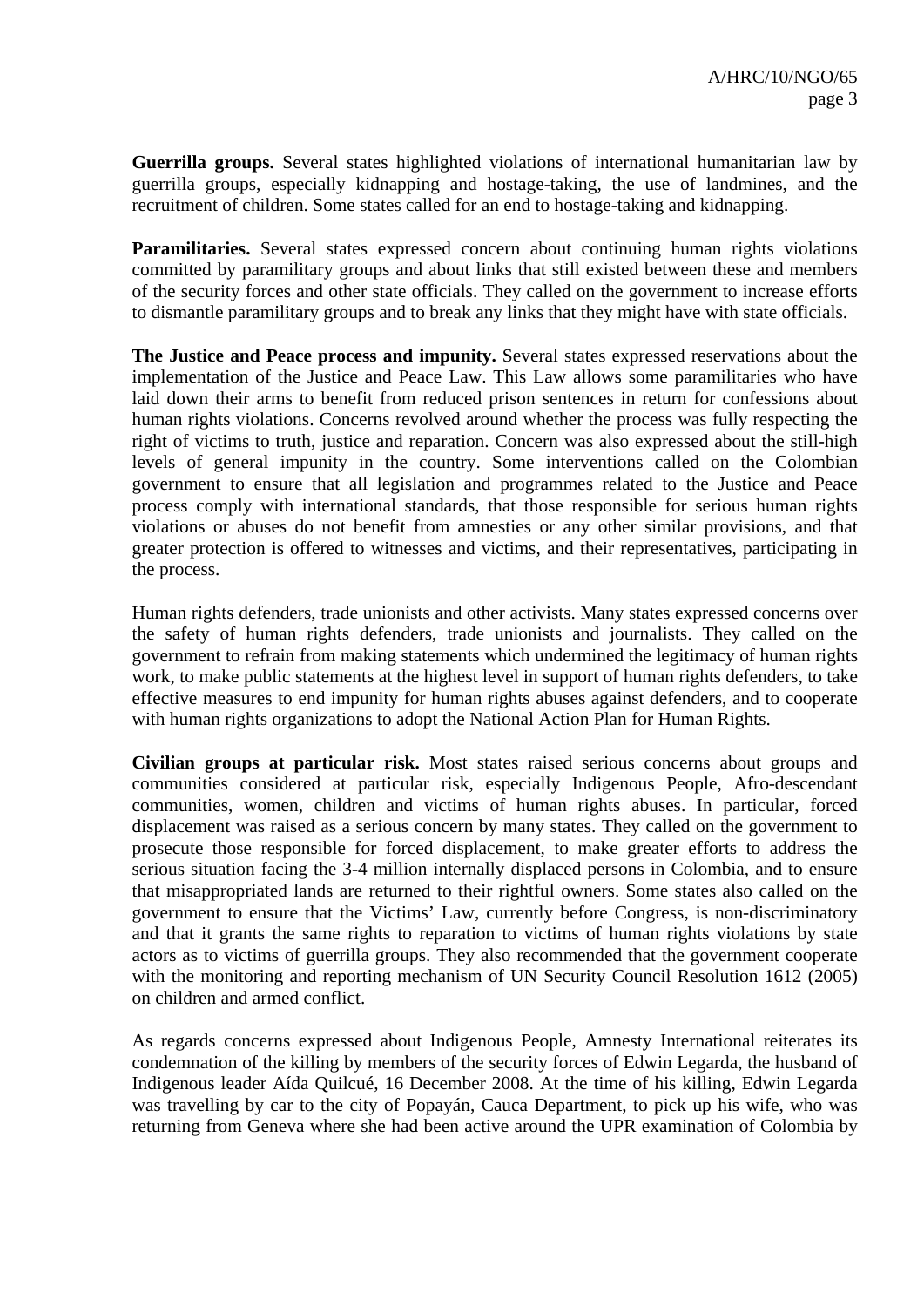**Guerrilla groups.** Several states highlighted violations of international humanitarian law by guerrilla groups, especially kidnapping and hostage-taking, the use of landmines, and the recruitment of children. Some states called for an end to hostage-taking and kidnapping.

**Paramilitaries.** Several states expressed concern about continuing human rights violations committed by paramilitary groups and about links that still existed between these and members of the security forces and other state officials. They called on the government to increase efforts to dismantle paramilitary groups and to break any links that they might have with state officials.

**The Justice and Peace process and impunity.** Several states expressed reservations about the implementation of the Justice and Peace Law. This Law allows some paramilitaries who have laid down their arms to benefit from reduced prison sentences in return for confessions about human rights violations. Concerns revolved around whether the process was fully respecting the right of victims to truth, justice and reparation. Concern was also expressed about the still-high levels of general impunity in the country. Some interventions called on the Colombian government to ensure that all legislation and programmes related to the Justice and Peace process comply with international standards, that those responsible for serious human rights violations or abuses do not benefit from amnesties or any other similar provisions, and that greater protection is offered to witnesses and victims, and their representatives, participating in the process.

Human rights defenders, trade unionists and other activists. Many states expressed concerns over the safety of human rights defenders, trade unionists and journalists. They called on the government to refrain from making statements which undermined the legitimacy of human rights work, to make public statements at the highest level in support of human rights defenders, to take effective measures to end impunity for human rights abuses against defenders, and to cooperate with human rights organizations to adopt the National Action Plan for Human Rights.

**Civilian groups at particular risk.** Most states raised serious concerns about groups and communities considered at particular risk, especially Indigenous People, Afro-descendant communities, women, children and victims of human rights abuses. In particular, forced displacement was raised as a serious concern by many states. They called on the government to prosecute those responsible for forced displacement, to make greater efforts to address the serious situation facing the 3-4 million internally displaced persons in Colombia, and to ensure that misappropriated lands are returned to their rightful owners. Some states also called on the government to ensure that the Victims' Law, currently before Congress, is non-discriminatory and that it grants the same rights to reparation to victims of human rights violations by state actors as to victims of guerrilla groups. They also recommended that the government cooperate with the monitoring and reporting mechanism of UN Security Council Resolution 1612 (2005) on children and armed conflict.

As regards concerns expressed about Indigenous People, Amnesty International reiterates its condemnation of the killing by members of the security forces of Edwin Legarda, the husband of Indigenous leader Aída Quilcué, 16 December 2008. At the time of his killing, Edwin Legarda was travelling by car to the city of Popayán, Cauca Department, to pick up his wife, who was returning from Geneva where she had been active around the UPR examination of Colombia by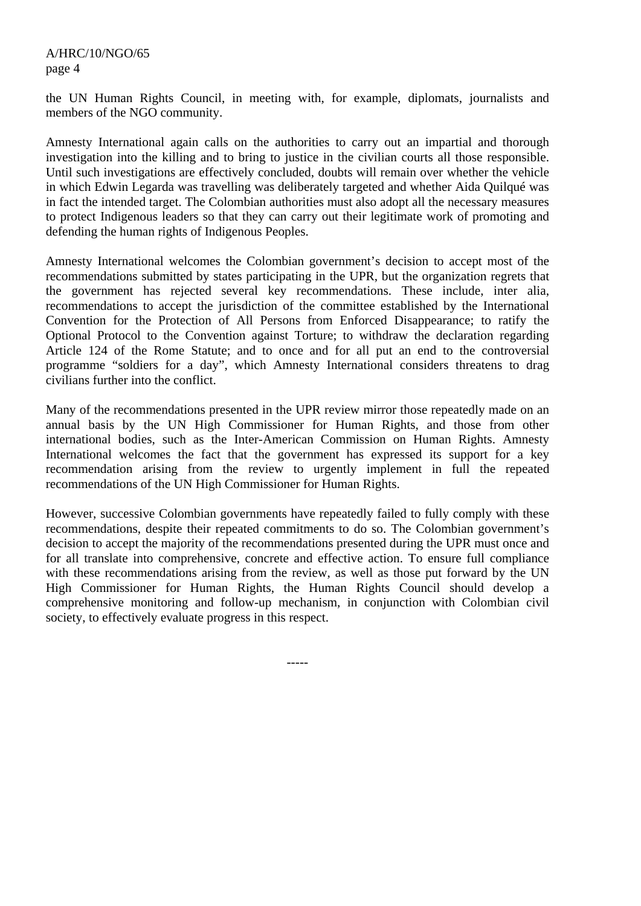the UN Human Rights Council, in meeting with, for example, diplomats, journalists and members of the NGO community.

Amnesty International again calls on the authorities to carry out an impartial and thorough investigation into the killing and to bring to justice in the civilian courts all those responsible. Until such investigations are effectively concluded, doubts will remain over whether the vehicle in which Edwin Legarda was travelling was deliberately targeted and whether Aida Quilqué was in fact the intended target. The Colombian authorities must also adopt all the necessary measures to protect Indigenous leaders so that they can carry out their legitimate work of promoting and defending the human rights of Indigenous Peoples.

Amnesty International welcomes the Colombian government's decision to accept most of the recommendations submitted by states participating in the UPR, but the organization regrets that the government has rejected several key recommendations. These include, inter alia, recommendations to accept the jurisdiction of the committee established by the International Convention for the Protection of All Persons from Enforced Disappearance; to ratify the Optional Protocol to the Convention against Torture; to withdraw the declaration regarding Article 124 of the Rome Statute; and to once and for all put an end to the controversial programme "soldiers for a day", which Amnesty International considers threatens to drag civilians further into the conflict.

Many of the recommendations presented in the UPR review mirror those repeatedly made on an annual basis by the UN High Commissioner for Human Rights, and those from other international bodies, such as the Inter-American Commission on Human Rights. Amnesty International welcomes the fact that the government has expressed its support for a key recommendation arising from the review to urgently implement in full the repeated recommendations of the UN High Commissioner for Human Rights.

However, successive Colombian governments have repeatedly failed to fully comply with these recommendations, despite their repeated commitments to do so. The Colombian government's decision to accept the majority of the recommendations presented during the UPR must once and for all translate into comprehensive, concrete and effective action. To ensure full compliance with these recommendations arising from the review, as well as those put forward by the UN High Commissioner for Human Rights, the Human Rights Council should develop a comprehensive monitoring and follow-up mechanism, in conjunction with Colombian civil society, to effectively evaluate progress in this respect.

-----